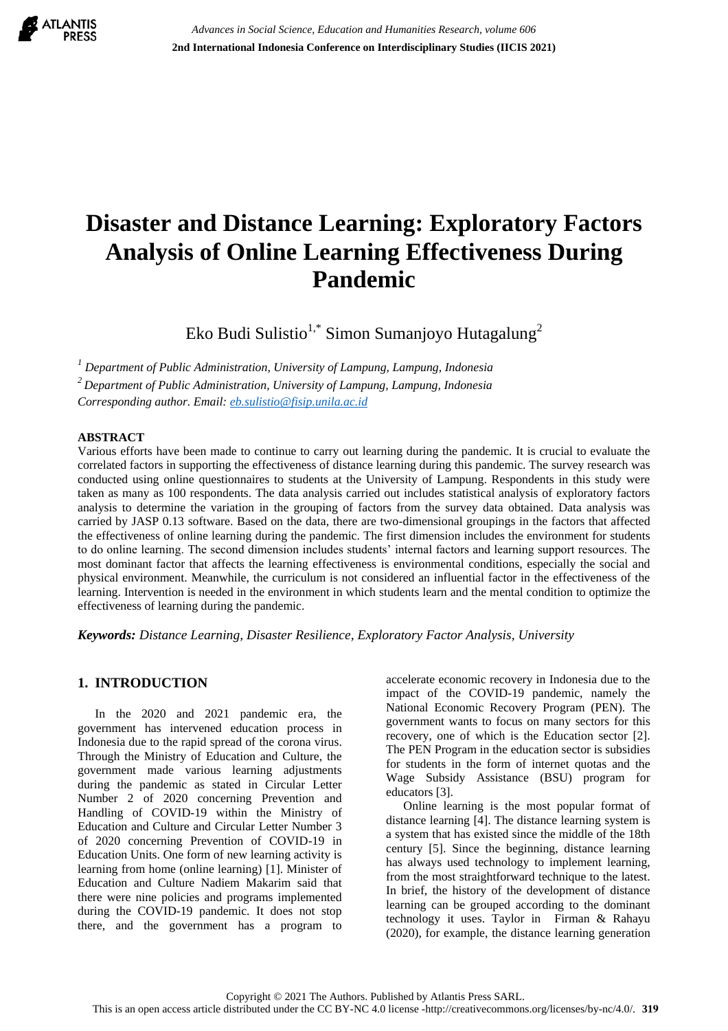# Disaster and Distance Learning: Exploratory Factors Analysis of Online Learning Effectiveness During Pandemic

Eko Budi Sulistio[1,*] Simon Sumanjoyo Hutagalung[2]

[1] *Department of Public Administration, University of Lampung, Lampung, Indonesia*
[2] *Department of Public Administration, University of Lampung, Lampung, Indonesia*
*Corresponding author. Email: eb.sulistio@fisip.unila.ac.id*

## ABSTRACT

Various efforts have been made to continue to carry out learning during the pandemic. It is crucial to evaluate the correlated factors in supporting the effectiveness of distance learning during this pandemic. The survey research was conducted using online questionnaires to students at the University of Lampung. Respondents in this study were taken as many as 100 respondents. The data analysis carried out includes statistical analysis of exploratory factors analysis to determine the variation in the grouping of factors from the survey data obtained. Data analysis was carried by JASP 0.13 software. Based on the data, there are two-dimensional groupings in the factors that affected the effectiveness of online learning during the pandemic. The first dimension includes the environment for students to do online learning. The second dimension includes students' internal factors and learning support resources. The most dominant factor that affects the learning effectiveness is environmental conditions, especially the social and physical environment. Meanwhile, the curriculum is not considered an influential factor in the effectiveness of the learning. Intervention is needed in the environment in which students learn and the mental condition to optimize the effectiveness of learning during the pandemic.

***Keywords:*** *Distance Learning, Disaster Resilience, Exploratory Factor Analysis, University*

## 1. INTRODUCTION

In the 2020 and 2021 pandemic era, the government has intervened education process in Indonesia due to the rapid spread of the corona virus. Through the Ministry of Education and Culture, the government made various learning adjustments during the pandemic as stated in Circular Letter Number 2 of 2020 concerning Prevention and Handling of COVID-19 within the Ministry of Education and Culture and Circular Letter Number 3 of 2020 concerning Prevention of COVID-19 in Education Units. One form of new learning activity is learning from home (online learning) [1]. Minister of Education and Culture Nadiem Makarim said that there were nine policies and programs implemented during the COVID-19 pandemic. It does not stop there, and the government has a program to accelerate economic recovery in Indonesia due to the impact of the COVID-19 pandemic, namely the National Economic Recovery Program (PEN). The government wants to focus on many sectors for this recovery, one of which is the Education sector [2]. The PEN Program in the education sector is subsidies for students in the form of internet quotas and the Wage Subsidy Assistance (BSU) program for educators [3].

Online learning is the most popular format of distance learning [4]. The distance learning system is a system that has existed since the middle of the 18th century [5]. Since the beginning, distance learning has always used technology to implement learning, from the most straightforward technique to the latest. In brief, the history of the development of distance learning can be grouped according to the dominant technology it uses. Taylor in Firman & Rahayu (2020), for example, the distance learning generation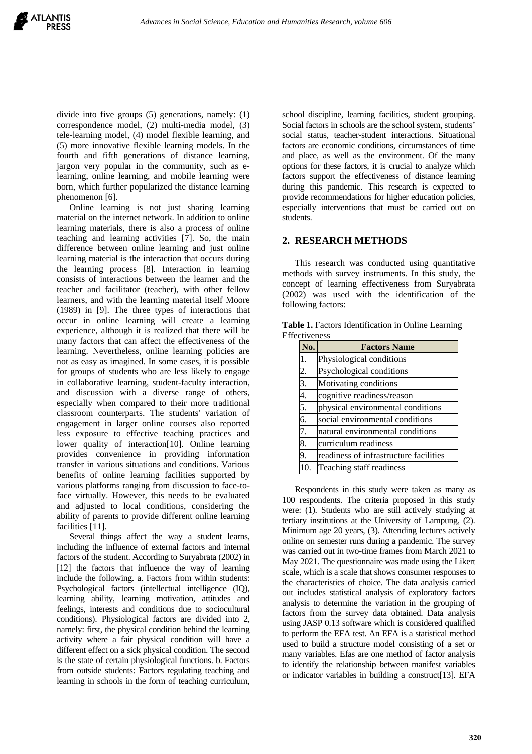divide into five groups (5) generations, namely: (1) correspondence model, (2) multi-media model, (3) tele-learning model, (4) model flexible learning, and (5) more innovative flexible learning models. In the fourth and fifth generations of distance learning, jargon very popular in the community, such as e-learning, online learning, and mobile learning were born, which further popularized the distance learning phenomenon [6].

Online learning is not just sharing learning material on the internet network. In addition to online learning materials, there is also a process of online teaching and learning activities [7]. So, the main difference between online learning and just online learning material is the interaction that occurs during the learning process [8]. Interaction in learning consists of interactions between the learner and the teacher and facilitator (teacher), with other fellow learners, and with the learning material itself Moore (1989) in [9]. The three types of interactions that occur in online learning will create a learning experience, although it is realized that there will be many factors that can affect the effectiveness of the learning. Nevertheless, online learning policies are not as easy as imagined. In some cases, it is possible for groups of students who are less likely to engage in collaborative learning, student-faculty interaction, and discussion with a diverse range of others, especially when compared to their more traditional classroom counterparts. The students' variation of engagement in larger online courses also reported less exposure to effective teaching practices and lower quality of interaction[10]. Online learning provides convenience in providing information transfer in various situations and conditions. Various benefits of online learning facilities supported by various platforms ranging from discussion to face-to-face virtually. However, this needs to be evaluated and adjusted to local conditions, considering the ability of parents to provide different online learning facilities [11].

Several things affect the way a student learns, including the influence of external factors and internal factors of the student. According to Suryabrata (2002) in [12] the factors that influence the way of learning include the following. a. Factors from within students: Psychological factors (intellectual intelligence (IQ), learning ability, learning motivation, attitudes and feelings, interests and conditions due to sociocultural conditions). Physiological factors are divided into 2, namely: first, the physical condition behind the learning activity where a fair physical condition will have a different effect on a sick physical condition. The second is the state of certain physiological functions. b. Factors from outside students: Factors regulating teaching and learning in schools in the form of teaching curriculum, school discipline, learning facilities, student grouping. Social factors in schools are the school system, students' social status, teacher-student interactions. Situational factors are economic conditions, circumstances of time and place, as well as the environment. Of the many options for these factors, it is crucial to analyze which factors support the effectiveness of distance learning during this pandemic. This research is expected to provide recommendations for higher education policies, especially interventions that must be carried out on students.

## 2. RESEARCH METHODS

This research was conducted using quantitative methods with survey instruments. In this study, the concept of learning effectiveness from Suryabrata (2002) was used with the identification of the following factors:

**Table 1.** Factors Identification in Online Learning Effectiveness

| No. | Factors Name |
|---|---|
| 1. | Physiological conditions |
| 2. | Psychological conditions |
| 3. | Motivating conditions |
| 4. | cognitive readiness/reason |
| 5. | physical environmental conditions |
| 6. | social environmental conditions |
| 7. | natural environmental conditions |
| 8. | curriculum readiness |
| 9. | readiness of infrastructure facilities |
| 10. | Teaching staff readiness |

Respondents in this study were taken as many as 100 respondents. The criteria proposed in this study were: (1). Students who are still actively studying at tertiary institutions at the University of Lampung, (2). Minimum age 20 years, (3). Attending lectures actively online on semester runs during a pandemic. The survey was carried out in two-time frames from March 2021 to May 2021. The questionnaire was made using the Likert scale, which is a scale that shows consumer responses to the characteristics of choice. The data analysis carried out includes statistical analysis of exploratory factors analysis to determine the variation in the grouping of factors from the survey data obtained. Data analysis using JASP 0.13 software which is considered qualified to perform the EFA test. An EFA is a statistical method used to build a structure model consisting of a set or many variables. Efas are one method of factor analysis to identify the relationship between manifest variables or indicator variables in building a construct[13]. EFA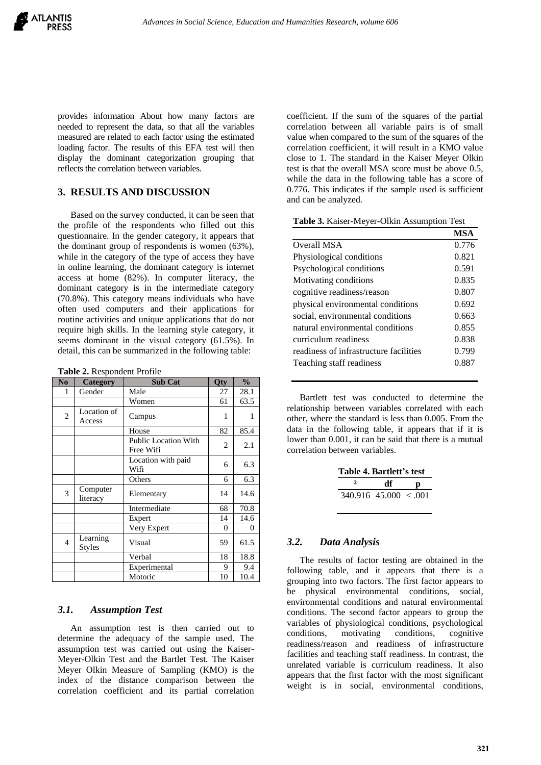provides information About how many factors are needed to represent the data, so that all the variables measured are related to each factor using the estimated loading factor. The results of this EFA test will then display the dominant categorization grouping that reflects the correlation between variables.

## 3. RESULTS AND DISCUSSION

Based on the survey conducted, it can be seen that the profile of the respondents who filled out this questionnaire. In the gender category, it appears that the dominant group of respondents is women (63%), while in the category of the type of access they have in online learning, the dominant category is internet access at home (82%). In computer literacy, the dominant category is in the intermediate category (70.8%). This category means individuals who have often used computers and their applications for routine activities and unique applications that do not require high skills. In the learning style category, it seems dominant in the visual category (61.5%). In detail, this can be summarized in the following table:

**Table 2.** Respondent Profile

| No | Category | Sub Cat | Qty | % |
|---|---|---|---|---|
| 1 | Gender | Male | 27 | 28.1 |
| | | Women | 61 | 63.5 |
| 2 | Location of Access | Campus | 1 | 1 |
| | | House | 82 | 85.4 |
| | | Public Location With Free Wifi | 2 | 2.1 |
| | | Location with paid Wifi | 6 | 6.3 |
| | | Others | 6 | 6.3 |
| 3 | Computer literacy | Elementary | 14 | 14.6 |
| | | Intermediate | 68 | 70.8 |
| | | Expert | 14 | 14.6 |
| | | Very Expert | 0 | 0 |
| 4 | Learning Styles | Visual | 59 | 61.5 |
| | | Verbal | 18 | 18.8 |
| | | Experimental | 9 | 9.4 |
| | | Motoric | 10 | 10.4 |

### *3.1. Assumption Test*

An assumption test is then carried out to determine the adequacy of the sample used. The assumption test was carried out using the Kaiser-Meyer-Olkin Test and the Bartlet Test. The Kaiser Meyer Olkin Measure of Sampling (KMO) is the index of the distance comparison between the correlation coefficient and its partial correlation coefficient. If the sum of the squares of the partial correlation between all variable pairs is of small value when compared to the sum of the squares of the correlation coefficient, it will result in a KMO value close to 1. The standard in the Kaiser Meyer Olkin test is that the overall MSA score must be above 0.5, while the data in the following table has a score of 0.776. This indicates if the sample used is sufficient and can be analyzed.

**Table 3.** Kaiser-Meyer-Olkin Assumption Test

| | MSA |
|---|---|
| Overall MSA | 0.776 |
| Physiological conditions | 0.821 |
| Psychological conditions | 0.591 |
| Motivating conditions | 0.835 |
| cognitive readiness/reason | 0.807 |
| physical environmental conditions | 0.692 |
| social, environmental conditions | 0.663 |
| natural environmental conditions | 0.855 |
| curriculum readiness | 0.838 |
| readiness of infrastructure facilities | 0.799 |
| Teaching staff readiness | 0.887 |

Bartlett test was conducted to determine the relationship between variables correlated with each other, where the standard is less than 0.005. From the data in the following table, it appears that if it is lower than 0.001, it can be said that there is a mutual correlation between variables.

**Table 4. Bartlett's test**

| $^2$ | df | p |
|---|---|---|
| 340.916 | 45.000 | < .001 |

### *3.2. Data Analysis*

The results of factor testing are obtained in the following table, and it appears that there is a grouping into two factors. The first factor appears to be physical environmental conditions, social, environmental conditions and natural environmental conditions. The second factor appears to group the variables of physiological conditions, psychological conditions, motivating conditions, cognitive readiness/reason and readiness of infrastructure facilities and teaching staff readiness. In contrast, the unrelated variable is curriculum readiness. It also appears that the first factor with the most significant weight is in social, environmental conditions,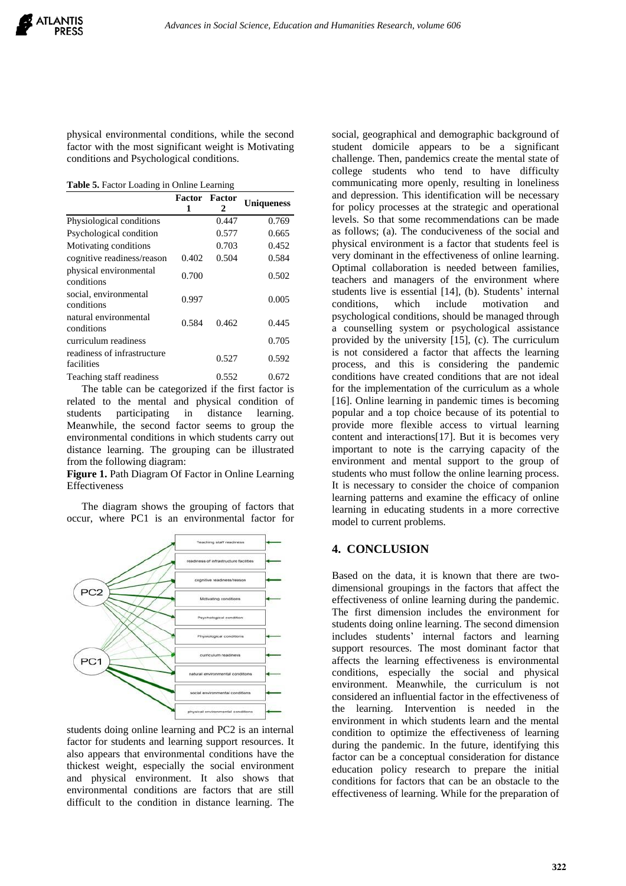physical environmental conditions, while the second factor with the most significant weight is Motivating conditions and Psychological conditions.

**Table 5.** Factor Loading in Online Learning

| | Factor 1 | Factor 2 | Uniqueness |
|---|---|---|---|
| Physiological conditions | | 0.447 | 0.769 |
| Psychological condition | | 0.577 | 0.665 |
| Motivating conditions | | 0.703 | 0.452 |
| cognitive readiness/reason | 0.402 | 0.504 | 0.584 |
| physical environmental conditions | 0.700 | | 0.502 |
| social, environmental conditions | 0.997 | | 0.005 |
| natural environmental conditions | 0.584 | 0.462 | 0.445 |
| curriculum readiness | | | 0.705 |
| readiness of infrastructure facilities | | 0.527 | 0.592 |
| Teaching staff readiness | | 0.552 | 0.672 |

The table can be categorized if the first factor is related to the mental and physical condition of students participating in distance learning. Meanwhile, the second factor seems to group the environmental conditions in which students carry out distance learning. The grouping can be illustrated from the following diagram:

**Figure 1.** Path Diagram Of Factor in Online Learning Effectiveness

The diagram shows the grouping of factors that occur, where PC1 is an environmental factor for students doing online learning and PC2 is an internal factor for students and learning support resources. It also appears that environmental conditions have the thickest weight, especially the social environment and physical environment. It also shows that environmental conditions are factors that are still difficult to the condition in distance learning. The social, geographical and demographic background of student domicile appears to be a significant challenge. Then, pandemics create the mental state of college students who tend to have difficulty communicating more openly, resulting in loneliness and depression. This identification will be necessary for policy processes at the strategic and operational levels. So that some recommendations can be made as follows; (a). The conduciveness of the social and physical environment is a factor that students feel is very dominant in the effectiveness of online learning. Optimal collaboration is needed between families, teachers and managers of the environment where students live is essential [14], (b). Students' internal conditions, which include motivation and psychological conditions, should be managed through a counselling system or psychological assistance provided by the university [15], (c). The curriculum is not considered a factor that affects the learning process, and this is considering the pandemic conditions have created conditions that are not ideal for the implementation of the curriculum as a whole [16]. Online learning in pandemic times is becoming popular and a top choice because of its potential to provide more flexible access to virtual learning content and interactions[17]. But it is becomes very important to note is the carrying capacity of the environment and mental support to the group of students who must follow the online learning process. It is necessary to consider the choice of companion learning patterns and examine the efficacy of online learning in educating students in a more corrective model to current problems.

## 4. CONCLUSION

Based on the data, it is known that there are two-dimensional groupings in the factors that affect the effectiveness of online learning during the pandemic. The first dimension includes the environment for students doing online learning. The second dimension includes students' internal factors and learning support resources. The most dominant factor that affects the learning effectiveness is environmental conditions, especially the social and physical environment. Meanwhile, the curriculum is not considered an influential factor in the effectiveness of the learning. Intervention is needed in the environment in which students learn and the mental condition to optimize the effectiveness of learning during the pandemic. In the future, identifying this factor can be a conceptual consideration for distance education policy research to prepare the initial conditions for factors that can be an obstacle to the effectiveness of learning. While for the preparation of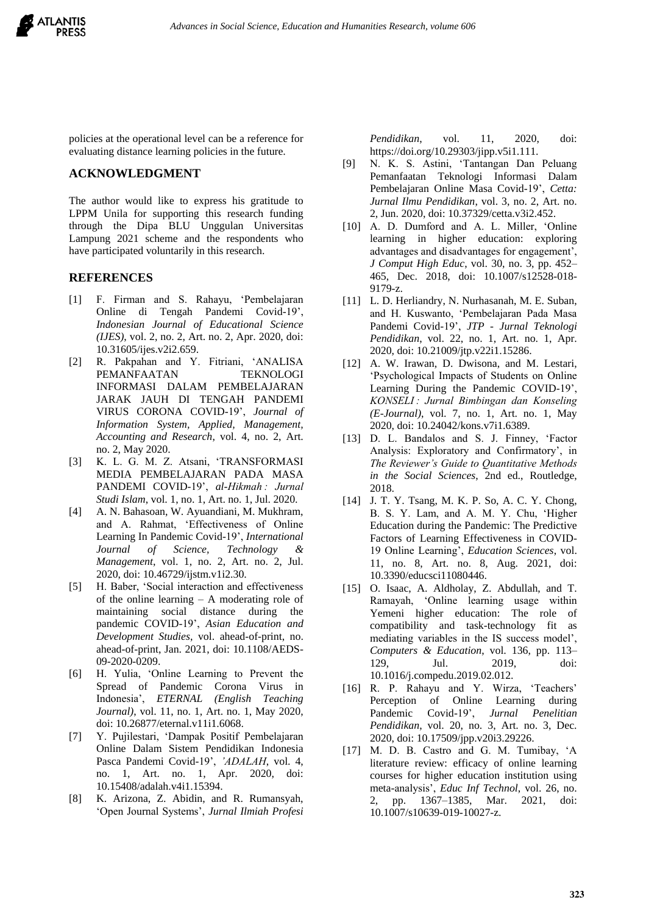policies at the operational level can be a reference for evaluating distance learning policies in the future.

## ACKNOWLEDGMENT

The author would like to express his gratitude to LPPM Unila for supporting this research funding through the Dipa BLU Unggulan Universitas Lampung 2021 scheme and the respondents who have participated voluntarily in this research.

## REFERENCES

[1] F. Firman and S. Rahayu, 'Pembelajaran Online di Tengah Pandemi Covid-19', *Indonesian Journal of Educational Science (IJES)*, vol. 2, no. 2, Art. no. 2, Apr. 2020, doi: 10.31605/ijes.v2i2.659.

[2] R. Pakpahan and Y. Fitriani, 'ANALISA PEMANFAATAN TEKNOLOGI INFORMASI DALAM PEMBELAJARAN JARAK JAUH DI TENGAH PANDEMI VIRUS CORONA COVID-19', *Journal of Information System, Applied, Management, Accounting and Research*, vol. 4, no. 2, Art. no. 2, May 2020.

[3] K. L. G. M. Z. Atsani, 'TRANSFORMASI MEDIA PEMBELAJARAN PADA MASA PANDEMI COVID-19', *al-Hikmah : Jurnal Studi Islam*, vol. 1, no. 1, Art. no. 1, Jul. 2020.

[4] A. N. Bahasoan, W. Ayuandiani, M. Mukhram, and A. Rahmat, 'Effectiveness of Online Learning In Pandemic Covid-19', *International Journal of Science, Technology & Management*, vol. 1, no. 2, Art. no. 2, Jul. 2020, doi: 10.46729/ijstm.v1i2.30.

[5] H. Baber, 'Social interaction and effectiveness of the online learning – A moderating role of maintaining social distance during the pandemic COVID-19', *Asian Education and Development Studies*, vol. ahead-of-print, no. ahead-of-print, Jan. 2021, doi: 10.1108/AEDS-09-2020-0209.

[6] H. Yulia, 'Online Learning to Prevent the Spread of Pandemic Corona Virus in Indonesia', *ETERNAL (English Teaching Journal)*, vol. 11, no. 1, Art. no. 1, May 2020, doi: 10.26877/eternal.v11i1.6068.

[7] Y. Pujilestari, 'Dampak Positif Pembelajaran Online Dalam Sistem Pendidikan Indonesia Pasca Pandemi Covid-19', *'ADALAH*, vol. 4, no. 1, Art. no. 1, Apr. 2020, doi: 10.15408/adalah.v4i1.15394.

[8] K. Arizona, Z. Abidin, and R. Rumansyah, 'Open Journal Systems', *Jurnal Ilmiah Profesi Pendidikan*, vol. 11, 2020, doi: https://doi.org/10.29303/jipp.v5i1.111.

[9] N. K. S. Astini, 'Tantangan Dan Peluang Pemanfaatan Teknologi Informasi Dalam Pembelajaran Online Masa Covid-19', *Cetta: Jurnal Ilmu Pendidikan*, vol. 3, no. 2, Art. no. 2, Jun. 2020, doi: 10.37329/cetta.v3i2.452.

[10] A. D. Dumford and A. L. Miller, 'Online learning in higher education: exploring advantages and disadvantages for engagement', *J Comput High Educ*, vol. 30, no. 3, pp. 452–465, Dec. 2018, doi: 10.1007/s12528-018-9179-z.

[11] L. D. Herliandry, N. Nurhasanah, M. E. Suban, and H. Kuswanto, 'Pembelajaran Pada Masa Pandemi Covid-19', *JTP - Jurnal Teknologi Pendidikan*, vol. 22, no. 1, Art. no. 1, Apr. 2020, doi: 10.21009/jtp.v22i1.15286.

[12] A. W. Irawan, D. Dwisona, and M. Lestari, 'Psychological Impacts of Students on Online Learning During the Pandemic COVID-19', *KONSELI : Jurnal Bimbingan dan Konseling (E-Journal)*, vol. 7, no. 1, Art. no. 1, May 2020, doi: 10.24042/kons.v7i1.6389.

[13] D. L. Bandalos and S. J. Finney, 'Factor Analysis: Exploratory and Confirmatory', in *The Reviewer's Guide to Quantitative Methods in the Social Sciences*, 2nd ed., Routledge, 2018.

[14] J. T. Y. Tsang, M. K. P. So, A. C. Y. Chong, B. S. Y. Lam, and A. M. Y. Chu, 'Higher Education during the Pandemic: The Predictive Factors of Learning Effectiveness in COVID-19 Online Learning', *Education Sciences*, vol. 11, no. 8, Art. no. 8, Aug. 2021, doi: 10.3390/educsci11080446.

[15] O. Isaac, A. Aldholay, Z. Abdullah, and T. Ramayah, 'Online learning usage within Yemeni higher education: The role of compatibility and task-technology fit as mediating variables in the IS success model', *Computers & Education*, vol. 136, pp. 113–129, Jul. 2019, doi: 10.1016/j.compedu.2019.02.012.

[16] R. P. Rahayu and Y. Wirza, 'Teachers' Perception of Online Learning during Pandemic Covid-19', *Jurnal Penelitian Pendidikan*, vol. 20, no. 3, Art. no. 3, Dec. 2020, doi: 10.17509/jpp.v20i3.29226.

[17] M. D. B. Castro and G. M. Tumibay, 'A literature review: efficacy of online learning courses for higher education institution using meta-analysis', *Educ Inf Technol*, vol. 26, no. 2, pp. 1367–1385, Mar. 2021, doi: 10.1007/s10639-019-10027-z.